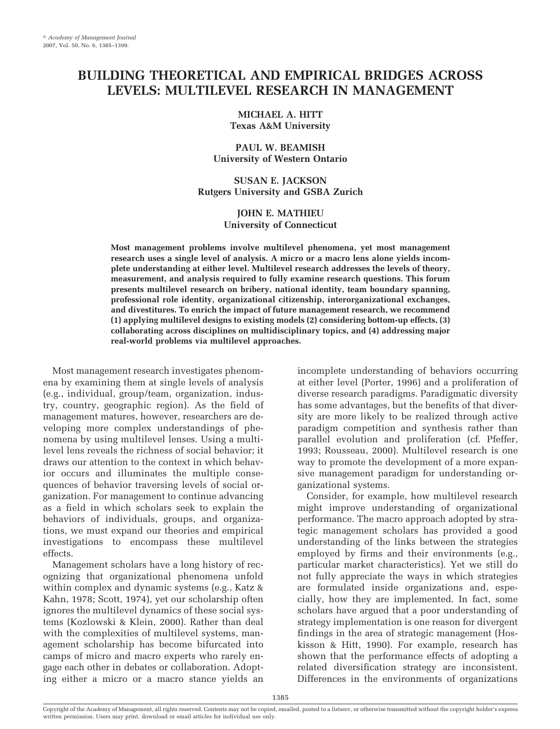# BUILDING THEORETICAL AND EMPIRICAL BRIDGES ACROSS LEVELS: MULTILEVEL RESEARCH IN MANAGEMENT

**MICHAEL A. HITT**
**Texas A&M University**

**PAUL W. BEAMISH**
**University of Western Ontario**

**SUSAN E. JACKSON**
**Rutgers University and GSBA Zurich**

**JOHN E. MATHIEU**
**University of Connecticut**

**Most management problems involve multilevel phenomena, yet most management research uses a single level of analysis. A micro or a macro lens alone yields incomplete understanding at either level. Multilevel research addresses the levels of theory, measurement, and analysis required to fully examine research questions. This forum presents multilevel research on bribery, national identity, team boundary spanning, professional role identity, organizational citizenship, interorganizational exchanges, and divestitures. To enrich the impact of future management research, we recommend (1) applying multilevel designs to existing models (2) considering bottom-up effects, (3) collaborating across disciplines on multidisciplinary topics, and (4) addressing major real-world problems via multilevel approaches.**

Most management research investigates phenomena by examining them at single levels of analysis (e.g., individual, group/team, organization, industry, country, geographic region). As the field of management matures, however, researchers are developing more complex understandings of phenomena by using multilevel lenses. Using a multilevel lens reveals the richness of social behavior; it draws our attention to the context in which behavior occurs and illuminates the multiple consequences of behavior traversing levels of social organization. For management to continue advancing as a field in which scholars seek to explain the behaviors of individuals, groups, and organizations, we must expand our theories and empirical investigations to encompass these multilevel effects.

Management scholars have a long history of recognizing that organizational phenomena unfold within complex and dynamic systems (e.g., Katz & Kahn, 1978; Scott, 1974), yet our scholarship often ignores the multilevel dynamics of these social systems (Kozlowski & Klein, 2000). Rather than deal with the complexities of multilevel systems, management scholarship has become bifurcated into camps of micro and macro experts who rarely engage each other in debates or collaboration. Adopting either a micro or a macro stance yields an incomplete understanding of behaviors occurring at either level (Porter, 1996) and a proliferation of diverse research paradigms. Paradigmatic diversity has some advantages, but the benefits of that diversity are more likely to be realized through active paradigm competition and synthesis rather than parallel evolution and proliferation (cf. Pfeffer, 1993; Rousseau, 2000). Multilevel research is one way to promote the development of a more expansive management paradigm for understanding organizational systems.

Consider, for example, how multilevel research might improve understanding of organizational performance. The macro approach adopted by strategic management scholars has provided a good understanding of the links between the strategies employed by firms and their environments (e.g., particular market characteristics). Yet we still do not fully appreciate the ways in which strategies are formulated inside organizations and, especially, how they are implemented. In fact, some scholars have argued that a poor understanding of strategy implementation is one reason for divergent findings in the area of strategic management (Hoskisson & Hitt, 1990). For example, research has shown that the performance effects of adopting a related diversification strategy are inconsistent. Differences in the environments of organizations

Copyright of the Academy of Management, all rights reserved. Contents may not be copied, emailed, posted to a listserv, or otherwise transmitted without the copyright holder's express written permission. Users may print, download or email articles for individual use only.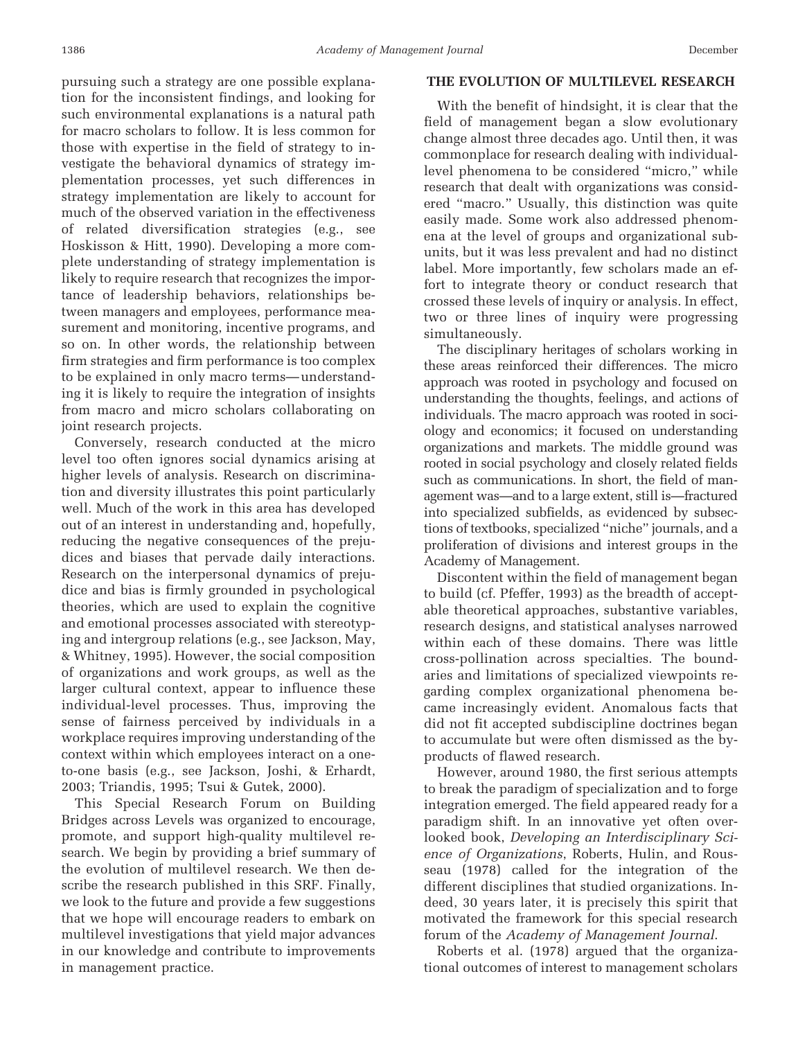pursuing such a strategy are one possible explanation for the inconsistent findings, and looking for such environmental explanations is a natural path for macro scholars to follow. It is less common for those with expertise in the field of strategy to investigate the behavioral dynamics of strategy implementation processes, yet such differences in strategy implementation are likely to account for much of the observed variation in the effectiveness of related diversification strategies (e.g., see Hoskisson & Hitt, 1990). Developing a more complete understanding of strategy implementation is likely to require research that recognizes the importance of leadership behaviors, relationships between managers and employees, performance measurement and monitoring, incentive programs, and so on. In other words, the relationship between firm strategies and firm performance is too complex to be explained in only macro terms—understanding it is likely to require the integration of insights from macro and micro scholars collaborating on joint research projects.

Conversely, research conducted at the micro level too often ignores social dynamics arising at higher levels of analysis. Research on discrimination and diversity illustrates this point particularly well. Much of the work in this area has developed out of an interest in understanding and, hopefully, reducing the negative consequences of the prejudices and biases that pervade daily interactions. Research on the interpersonal dynamics of prejudice and bias is firmly grounded in psychological theories, which are used to explain the cognitive and emotional processes associated with stereotyping and intergroup relations (e.g., see Jackson, May, & Whitney, 1995). However, the social composition of organizations and work groups, as well as the larger cultural context, appear to influence these individual-level processes. Thus, improving the sense of fairness perceived by individuals in a workplace requires improving understanding of the context within which employees interact on a one-to-one basis (e.g., see Jackson, Joshi, & Erhardt, 2003; Triandis, 1995; Tsui & Gutek, 2000).

This Special Research Forum on Building Bridges across Levels was organized to encourage, promote, and support high-quality multilevel research. We begin by providing a brief summary of the evolution of multilevel research. We then describe the research published in this SRF. Finally, we look to the future and provide a few suggestions that we hope will encourage readers to embark on multilevel investigations that yield major advances in our knowledge and contribute to improvements in management practice.

## THE EVOLUTION OF MULTILEVEL RESEARCH

With the benefit of hindsight, it is clear that the field of management began a slow evolutionary change almost three decades ago. Until then, it was commonplace for research dealing with individual-level phenomena to be considered "micro," while research that dealt with organizations was considered "macro." Usually, this distinction was quite easily made. Some work also addressed phenomena at the level of groups and organizational subunits, but it was less prevalent and had no distinct label. More importantly, few scholars made an effort to integrate theory or conduct research that crossed these levels of inquiry or analysis. In effect, two or three lines of inquiry were progressing simultaneously.

The disciplinary heritages of scholars working in these areas reinforced their differences. The micro approach was rooted in psychology and focused on understanding the thoughts, feelings, and actions of individuals. The macro approach was rooted in sociology and economics; it focused on understanding organizations and markets. The middle ground was rooted in social psychology and closely related fields such as communications. In short, the field of management was—and to a large extent, still is—fractured into specialized subfields, as evidenced by subsections of textbooks, specialized "niche" journals, and a proliferation of divisions and interest groups in the Academy of Management.

Discontent within the field of management began to build (cf. Pfeffer, 1993) as the breadth of acceptable theoretical approaches, substantive variables, research designs, and statistical analyses narrowed within each of these domains. There was little cross-pollination across specialties. The boundaries and limitations of specialized viewpoints regarding complex organizational phenomena became increasingly evident. Anomalous facts that did not fit accepted subdiscipline doctrines began to accumulate but were often dismissed as the byproducts of flawed research.

However, around 1980, the first serious attempts to break the paradigm of specialization and to forge integration emerged. The field appeared ready for a paradigm shift. In an innovative yet often overlooked book, *Developing an Interdisciplinary Science of Organizations*, Roberts, Hulin, and Rousseau (1978) called for the integration of the different disciplines that studied organizations. Indeed, 30 years later, it is precisely this spirit that motivated the framework for this special research forum of the *Academy of Management Journal*.

Roberts et al. (1978) argued that the organizational outcomes of interest to management scholars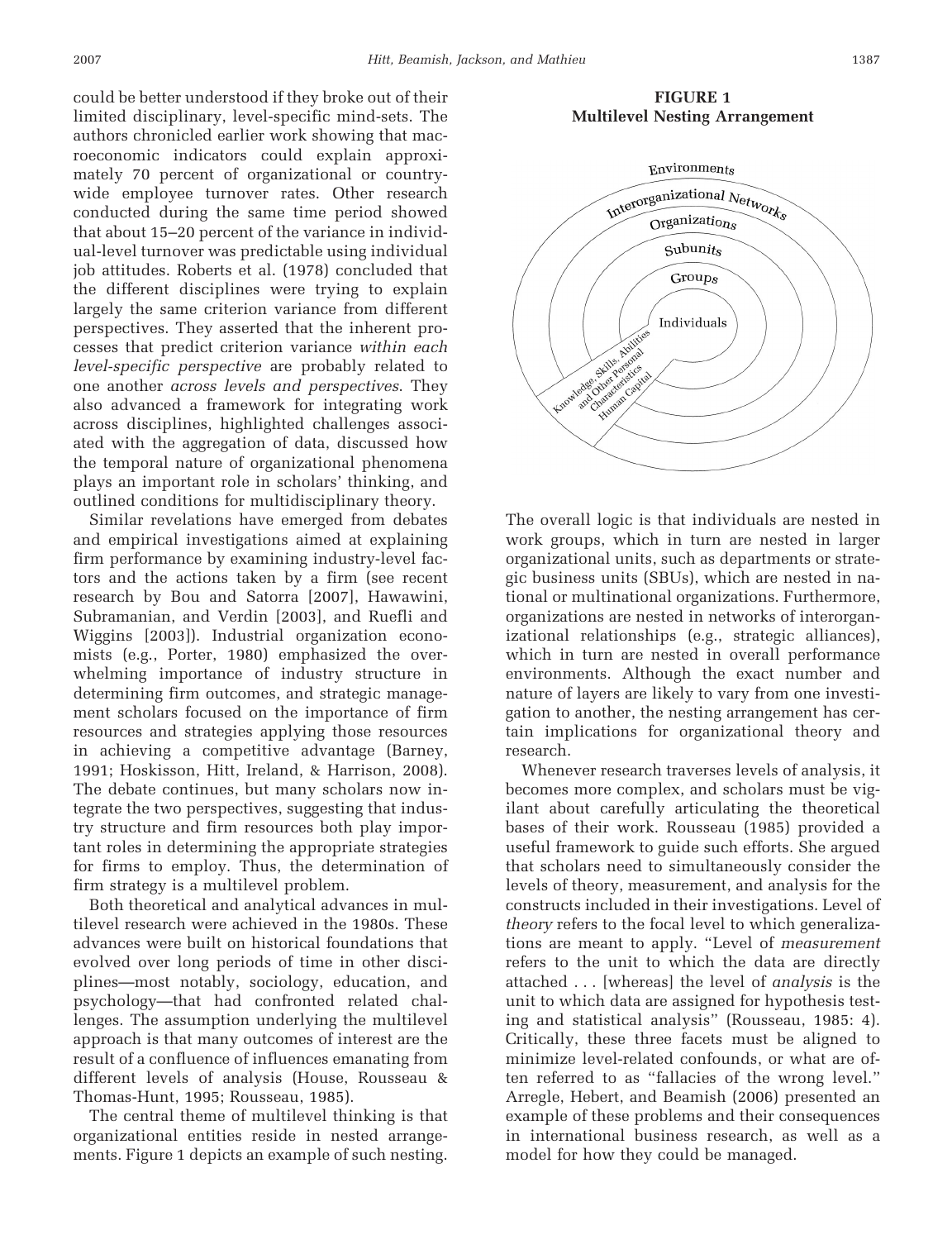could be better understood if they broke out of their limited disciplinary, level-specific mind-sets. The authors chronicled earlier work showing that macroeconomic indicators could explain approximately 70 percent of organizational or countrywide employee turnover rates. Other research conducted during the same time period showed that about 15–20 percent of the variance in individual-level turnover was predictable using individual job attitudes. Roberts et al. (1978) concluded that the different disciplines were trying to explain largely the same criterion variance from different perspectives. They asserted that the inherent processes that predict criterion variance *within each level-specific perspective* are probably related to one another *across levels and perspectives*. They also advanced a framework for integrating work across disciplines, highlighted challenges associated with the aggregation of data, discussed how the temporal nature of organizational phenomena plays an important role in scholars' thinking, and outlined conditions for multidisciplinary theory.

Similar revelations have emerged from debates and empirical investigations aimed at explaining firm performance by examining industry-level factors and the actions taken by a firm (see recent research by Bou and Satorra [2007], Hawawini, Subramanian, and Verdin [2003], and Ruefli and Wiggins [2003]). Industrial organization economists (e.g., Porter, 1980) emphasized the overwhelming importance of industry structure in determining firm outcomes, and strategic management scholars focused on the importance of firm resources and strategies applying those resources in achieving a competitive advantage (Barney, 1991; Hoskisson, Hitt, Ireland, & Harrison, 2008). The debate continues, but many scholars now integrate the two perspectives, suggesting that industry structure and firm resources both play important roles in determining the appropriate strategies for firms to employ. Thus, the determination of firm strategy is a multilevel problem.

Both theoretical and analytical advances in multilevel research were achieved in the 1980s. These advances were built on historical foundations that evolved over long periods of time in other disciplines—most notably, sociology, education, and psychology—that had confronted related challenges. The assumption underlying the multilevel approach is that many outcomes of interest are the result of a confluence of influences emanating from different levels of analysis (House, Rousseau & Thomas-Hunt, 1995; Rousseau, 1985).

The central theme of multilevel thinking is that organizational entities reside in nested arrangements. Figure 1 depicts an example of such nesting.

**FIGURE 1**
**Multilevel Nesting Arrangement**

The overall logic is that individuals are nested in work groups, which in turn are nested in larger organizational units, such as departments or strategic business units (SBUs), which are nested in national or multinational organizations. Furthermore, organizations are nested in networks of interorganizational relationships (e.g., strategic alliances), which in turn are nested in overall performance environments. Although the exact number and nature of layers are likely to vary from one investigation to another, the nesting arrangement has certain implications for organizational theory and research.

Whenever research traverses levels of analysis, it becomes more complex, and scholars must be vigilant about carefully articulating the theoretical bases of their work. Rousseau (1985) provided a useful framework to guide such efforts. She argued that scholars need to simultaneously consider the levels of theory, measurement, and analysis for the constructs included in their investigations. Level of *theory* refers to the focal level to which generalizations are meant to apply. "Level of *measurement* refers to the unit to which the data are directly attached . . . [whereas] the level of *analysis* is the unit to which data are assigned for hypothesis testing and statistical analysis" (Rousseau, 1985: 4). Critically, these three facets must be aligned to minimize level-related confounds, or what are often referred to as "fallacies of the wrong level." Arregle, Hebert, and Beamish (2006) presented an example of these problems and their consequences in international business research, as well as a model for how they could be managed.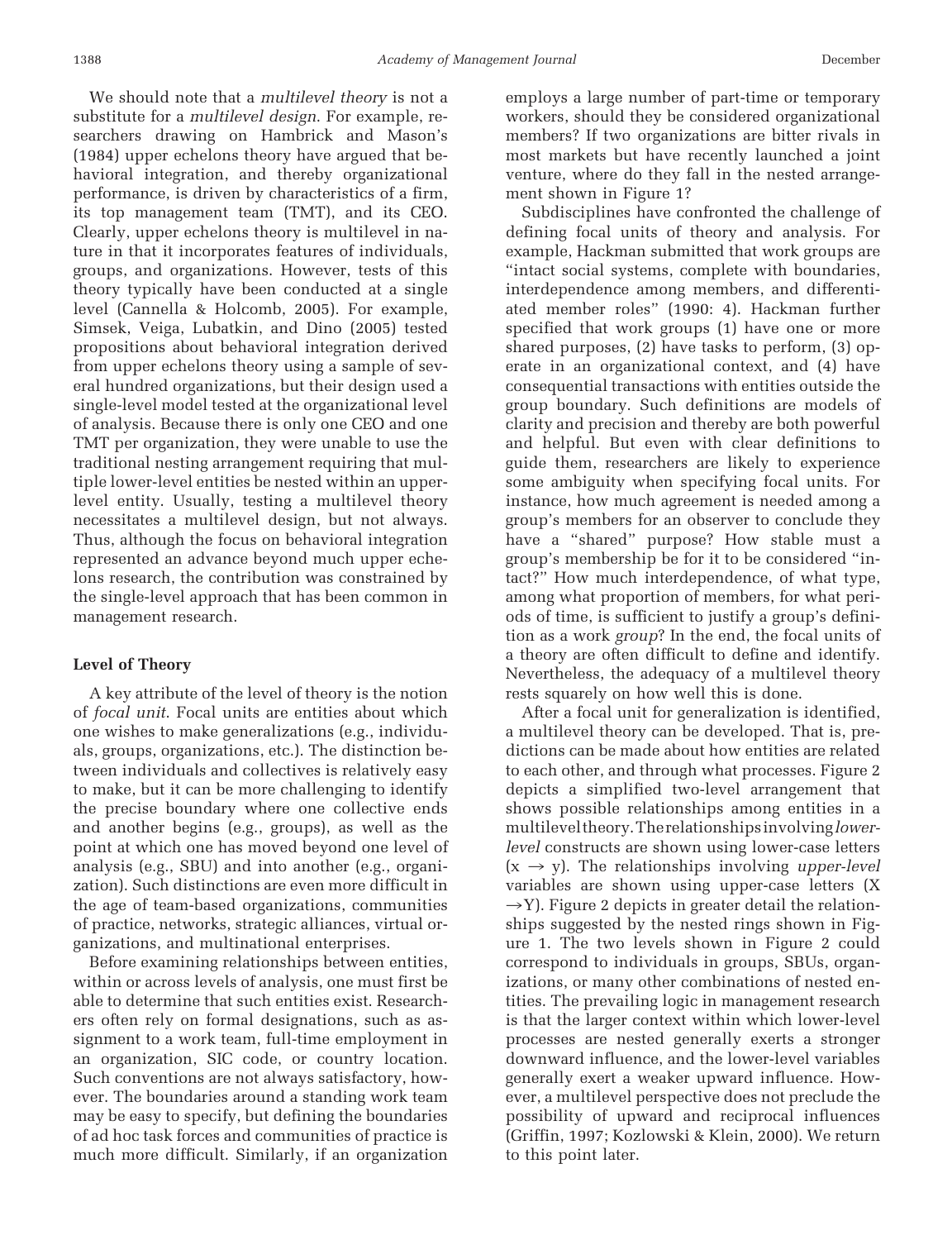We should note that a *multilevel theory* is not a substitute for a *multilevel design*. For example, researchers drawing on Hambrick and Mason's (1984) upper echelons theory have argued that behavioral integration, and thereby organizational performance, is driven by characteristics of a firm, its top management team (TMT), and its CEO. Clearly, upper echelons theory is multilevel in nature in that it incorporates features of individuals, groups, and organizations. However, tests of this theory typically have been conducted at a single level (Cannella & Holcomb, 2005). For example, Simsek, Veiga, Lubatkin, and Dino (2005) tested propositions about behavioral integration derived from upper echelons theory using a sample of several hundred organizations, but their design used a single-level model tested at the organizational level of analysis. Because there is only one CEO and one TMT per organization, they were unable to use the traditional nesting arrangement requiring that multiple lower-level entities be nested within an upper-level entity. Usually, testing a multilevel theory necessitates a multilevel design, but not always. Thus, although the focus on behavioral integration represented an advance beyond much upper echelons research, the contribution was constrained by the single-level approach that has been common in management research.

### Level of Theory

A key attribute of the level of theory is the notion of *focal unit*. Focal units are entities about which one wishes to make generalizations (e.g., individuals, groups, organizations, etc.). The distinction between individuals and collectives is relatively easy to make, but it can be more challenging to identify the precise boundary where one collective ends and another begins (e.g., groups), as well as the point at which one has moved beyond one level of analysis (e.g., SBU) and into another (e.g., organization). Such distinctions are even more difficult in the age of team-based organizations, communities of practice, networks, strategic alliances, virtual organizations, and multinational enterprises.

Before examining relationships between entities, within or across levels of analysis, one must first be able to determine that such entities exist. Researchers often rely on formal designations, such as assignment to a work team, full-time employment in an organization, SIC code, or country location. Such conventions are not always satisfactory, however. The boundaries around a standing work team may be easy to specify, but defining the boundaries of ad hoc task forces and communities of practice is much more difficult. Similarly, if an organization employs a large number of part-time or temporary workers, should they be considered organizational members? If two organizations are bitter rivals in most markets but have recently launched a joint venture, where do they fall in the nested arrangement shown in Figure 1?

Subdisciplines have confronted the challenge of defining focal units of theory and analysis. For example, Hackman submitted that work groups are "intact social systems, complete with boundaries, interdependence among members, and differentiated member roles" (1990: 4). Hackman further specified that work groups (1) have one or more shared purposes, (2) have tasks to perform, (3) operate in an organizational context, and (4) have consequential transactions with entities outside the group boundary. Such definitions are models of clarity and precision and thereby are both powerful and helpful. But even with clear definitions to guide them, researchers are likely to experience some ambiguity when specifying focal units. For instance, how much agreement is needed among a group's members for an observer to conclude they have a "shared" purpose? How stable must a group's membership be for it to be considered "intact?" How much interdependence, of what type, among what proportion of members, for what periods of time, is sufficient to justify a group's definition as a work *group*? In the end, the focal units of a theory are often difficult to define and identify. Nevertheless, the adequacy of a multilevel theory rests squarely on how well this is done.

After a focal unit for generalization is identified, a multilevel theory can be developed. That is, predictions can be made about how entities are related to each other, and through what processes. Figure 2 depicts a simplified two-level arrangement that shows possible relationships among entities in a multilevel theory. The relationships involving *lower-level* constructs are shown using lower-case letters ($x \rightarrow y$). The relationships involving *upper-level* variables are shown using upper-case letters ($X \rightarrow Y$). Figure 2 depicts in greater detail the relationships suggested by the nested rings shown in Figure 1. The two levels shown in Figure 2 could correspond to individuals in groups, SBUs, organizations, or many other combinations of nested entities. The prevailing logic in management research is that the larger context within which lower-level processes are nested generally exerts a stronger downward influence, and the lower-level variables generally exert a weaker upward influence. However, a multilevel perspective does not preclude the possibility of upward and reciprocal influences (Griffin, 1997; Kozlowski & Klein, 2000). We return to this point later.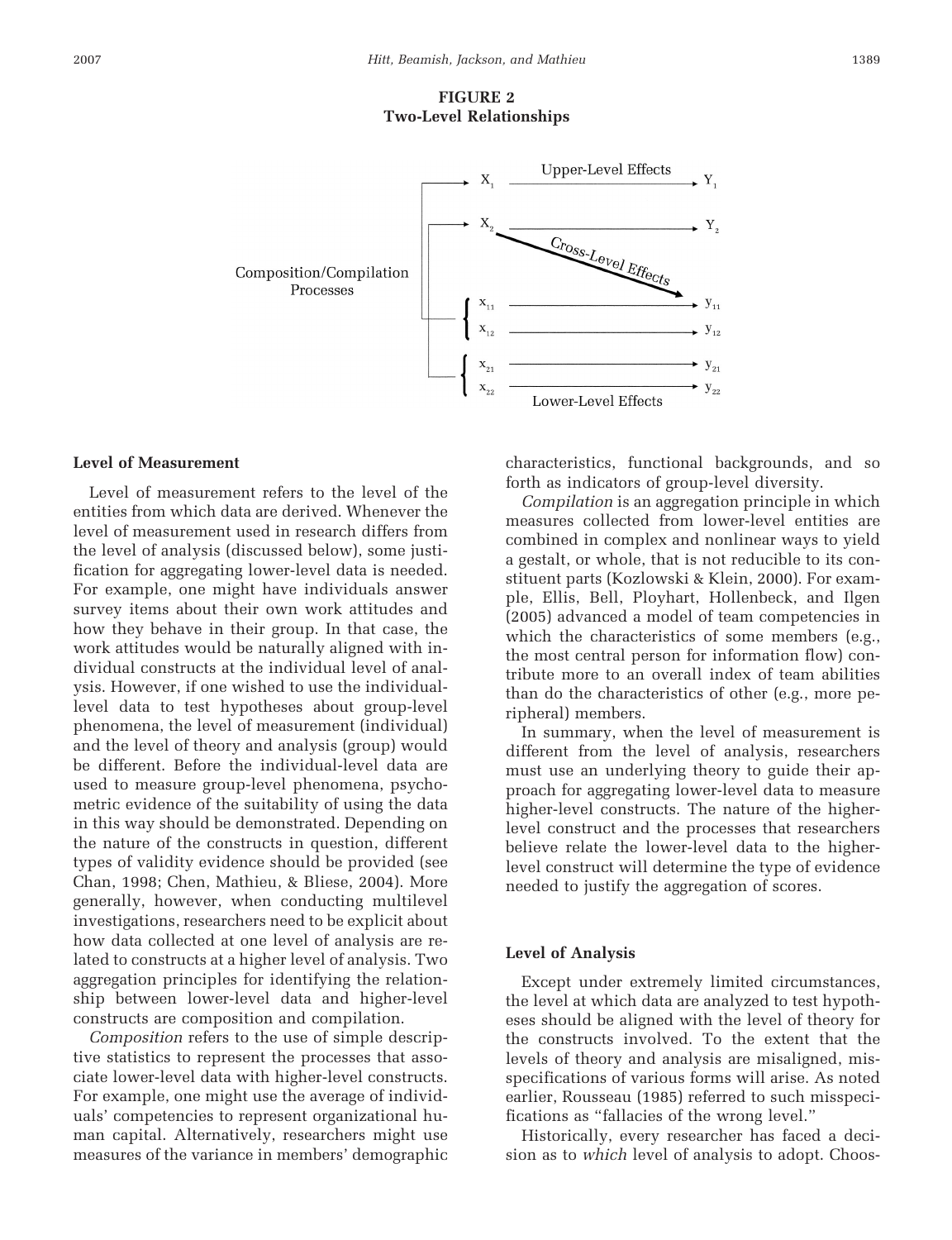**FIGURE 2**
**Two-Level Relationships**

Upper-Level Effects

$X_1$ $Y_1$

$X_2$ $Y_2$

Cross-Level Effects

Composition/Compilation Processes

$x_{11}$ $y_{11}$

$x_{12}$ $y_{12}$

$x_{21}$ $y_{21}$

$x_{22}$ $y_{22}$

Lower-Level Effects

### Level of Measurement

Level of measurement refers to the level of the entities from which data are derived. Whenever the level of measurement used in research differs from the level of analysis (discussed below), some justification for aggregating lower-level data is needed. For example, one might have individuals answer survey items about their own work attitudes and how they behave in their group. In that case, the work attitudes would be naturally aligned with individual constructs at the individual level of analysis. However, if one wished to use the individual-level data to test hypotheses about group-level phenomena, the level of measurement (individual) and the level of theory and analysis (group) would be different. Before the individual-level data are used to measure group-level phenomena, psychometric evidence of the suitability of using the data in this way should be demonstrated. Depending on the nature of the constructs in question, different types of validity evidence should be provided (see Chan, 1998; Chen, Mathieu, & Bliese, 2004). More generally, however, when conducting multilevel investigations, researchers need to be explicit about how data collected at one level of analysis are related to constructs at a higher level of analysis. Two aggregation principles for identifying the relationship between lower-level data and higher-level constructs are composition and compilation.

*Composition* refers to the use of simple descriptive statistics to represent the processes that associate lower-level data with higher-level constructs. For example, one might use the average of individuals' competencies to represent organizational human capital. Alternatively, researchers might use measures of the variance in members' demographic characteristics, functional backgrounds, and so forth as indicators of group-level diversity.

*Compilation* is an aggregation principle in which measures collected from lower-level entities are combined in complex and nonlinear ways to yield a gestalt, or whole, that is not reducible to its constituent parts (Kozlowski & Klein, 2000). For example, Ellis, Bell, Ployhart, Hollenbeck, and Ilgen (2005) advanced a model of team competencies in which the characteristics of some members (e.g., the most central person for information flow) contribute more to an overall index of team abilities than do the characteristics of other (e.g., more peripheral) members.

In summary, when the level of measurement is different from the level of analysis, researchers must use an underlying theory to guide their approach for aggregating lower-level data to measure higher-level constructs. The nature of the higher-level construct and the processes that researchers believe relate the lower-level data to the higher-level construct will determine the type of evidence needed to justify the aggregation of scores.

### Level of Analysis

Except under extremely limited circumstances, the level at which data are analyzed to test hypotheses should be aligned with the level of theory for the constructs involved. To the extent that the levels of theory and analysis are misaligned, misspecifications of various forms will arise. As noted earlier, Rousseau (1985) referred to such misspecifications as "fallacies of the wrong level."

Historically, every researcher has faced a decision as to *which* level of analysis to adopt. Choos-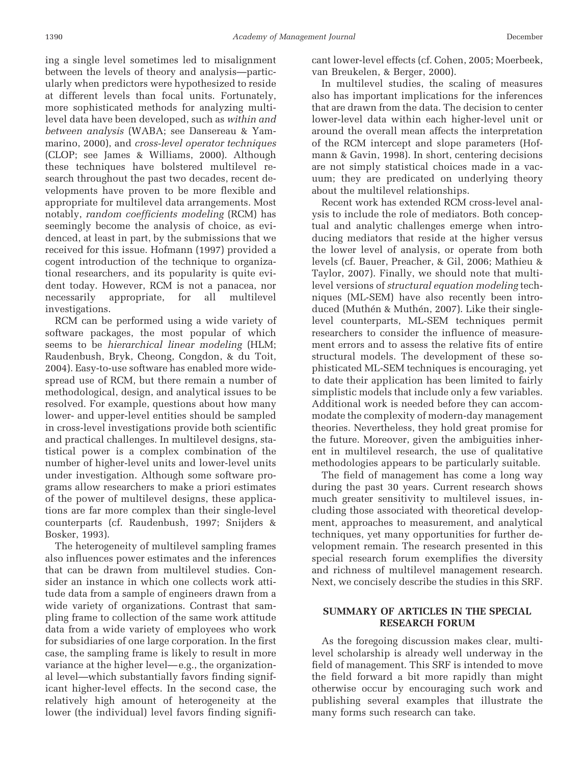ing a single level sometimes led to misalignment between the levels of theory and analysis—particularly when predictors were hypothesized to reside at different levels than focal units. Fortunately, more sophisticated methods for analyzing multilevel data have been developed, such as *within and between analysis* (WABA; see Dansereau & Yammarino, 2000), and *cross-level operator techniques* (CLOP; see James & Williams, 2000). Although these techniques have bolstered multilevel research throughout the past two decades, recent developments have proven to be more flexible and appropriate for multilevel data arrangements. Most notably, *random coefficients modeling* (RCM) has seemingly become the analysis of choice, as evidenced, at least in part, by the submissions that we received for this issue. Hofmann (1997) provided a cogent introduction of the technique to organizational researchers, and its popularity is quite evident today. However, RCM is not a panacea, nor necessarily appropriate, for all multilevel investigations.

RCM can be performed using a wide variety of software packages, the most popular of which seems to be *hierarchical linear modeling* (HLM; Raudenbush, Bryk, Cheong, Congdon, & du Toit, 2004). Easy-to-use software has enabled more widespread use of RCM, but there remain a number of methodological, design, and analytical issues to be resolved. For example, questions about how many lower- and upper-level entities should be sampled in cross-level investigations provide both scientific and practical challenges. In multilevel designs, statistical power is a complex combination of the number of higher-level units and lower-level units under investigation. Although some software programs allow researchers to make a priori estimates of the power of multilevel designs, these applications are far more complex than their single-level counterparts (cf. Raudenbush, 1997; Snijders & Bosker, 1993).

The heterogeneity of multilevel sampling frames also influences power estimates and the inferences that can be drawn from multilevel studies. Consider an instance in which one collects work attitude data from a sample of engineers drawn from a wide variety of organizations. Contrast that sampling frame to collection of the same work attitude data from a wide variety of employees who work for subsidiaries of one large corporation. In the first case, the sampling frame is likely to result in more variance at the higher level—e.g., the organizational level—which substantially favors finding significant higher-level effects. In the second case, the relatively high amount of heterogeneity at the lower (the individual) level favors finding significant lower-level effects (cf. Cohen, 2005; Moerbeek, van Breukelen, & Berger, 2000).

In multilevel studies, the scaling of measures also has important implications for the inferences that are drawn from the data. The decision to center lower-level data within each higher-level unit or around the overall mean affects the interpretation of the RCM intercept and slope parameters (Hofmann & Gavin, 1998). In short, centering decisions are not simply statistical choices made in a vacuum; they are predicated on underlying theory about the multilevel relationships.

Recent work has extended RCM cross-level analysis to include the role of mediators. Both conceptual and analytic challenges emerge when introducing mediators that reside at the higher versus the lower level of analysis, or operate from both levels (cf. Bauer, Preacher, & Gil, 2006; Mathieu & Taylor, 2007). Finally, we should note that multilevel versions of *structural equation modeling* techniques (ML-SEM) have also recently been introduced (Muthén & Muthén, 2007). Like their single-level counterparts, ML-SEM techniques permit researchers to consider the influence of measurement errors and to assess the relative fits of entire structural models. The development of these sophisticated ML-SEM techniques is encouraging, yet to date their application has been limited to fairly simplistic models that include only a few variables. Additional work is needed before they can accommodate the complexity of modern-day management theories. Nevertheless, they hold great promise for the future. Moreover, given the ambiguities inherent in multilevel research, the use of qualitative methodologies appears to be particularly suitable.

The field of management has come a long way during the past 30 years. Current research shows much greater sensitivity to multilevel issues, including those associated with theoretical development, approaches to measurement, and analytical techniques, yet many opportunities for further development remain. The research presented in this special research forum exemplifies the diversity and richness of multilevel management research. Next, we concisely describe the studies in this SRF.

## SUMMARY OF ARTICLES IN THE SPECIAL RESEARCH FORUM

As the foregoing discussion makes clear, multilevel scholarship is already well underway in the field of management. This SRF is intended to move the field forward a bit more rapidly than might otherwise occur by encouraging such work and publishing several examples that illustrate the many forms such research can take.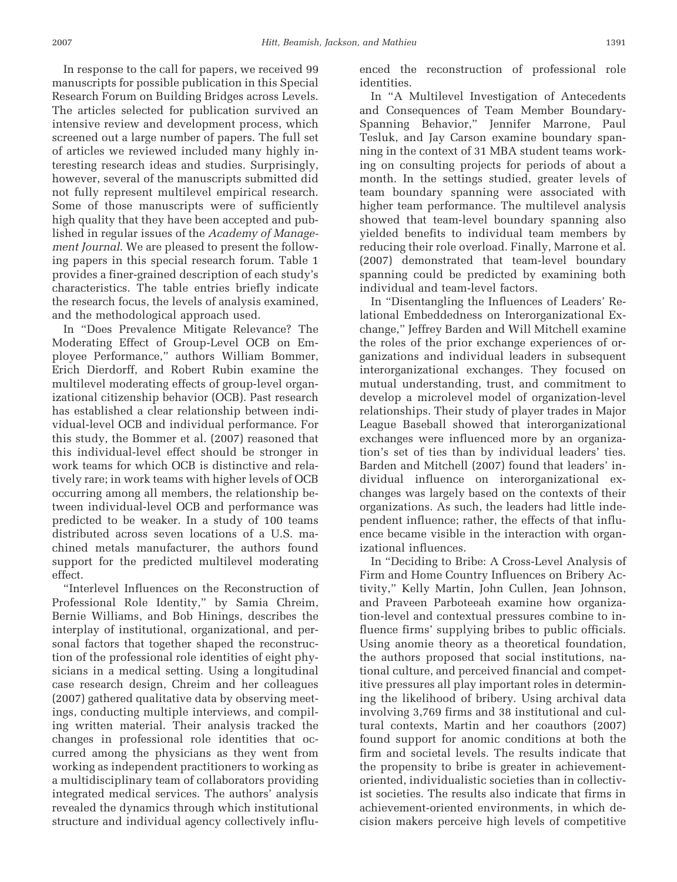In response to the call for papers, we received 99 manuscripts for possible publication in this Special Research Forum on Building Bridges across Levels. The articles selected for publication survived an intensive review and development process, which screened out a large number of papers. The full set of articles we reviewed included many highly interesting research ideas and studies. Surprisingly, however, several of the manuscripts submitted did not fully represent multilevel empirical research. Some of those manuscripts were of sufficiently high quality that they have been accepted and published in regular issues of the *Academy of Management Journal*. We are pleased to present the following papers in this special research forum. Table 1 provides a finer-grained description of each study's characteristics. The table entries briefly indicate the research focus, the levels of analysis examined, and the methodological approach used.

In "Does Prevalence Mitigate Relevance? The Moderating Effect of Group-Level OCB on Employee Performance," authors William Bommer, Erich Dierdorff, and Robert Rubin examine the multilevel moderating effects of group-level organizational citizenship behavior (OCB). Past research has established a clear relationship between individual-level OCB and individual performance. For this study, the Bommer et al. (2007) reasoned that this individual-level effect should be stronger in work teams for which OCB is distinctive and relatively rare; in work teams with higher levels of OCB occurring among all members, the relationship between individual-level OCB and performance was predicted to be weaker. In a study of 100 teams distributed across seven locations of a U.S. machined metals manufacturer, the authors found support for the predicted multilevel moderating effect.

"Interlevel Influences on the Reconstruction of Professional Role Identity," by Samia Chreim, Bernie Williams, and Bob Hinings, describes the interplay of institutional, organizational, and personal factors that together shaped the reconstruction of the professional role identities of eight physicians in a medical setting. Using a longitudinal case research design, Chreim and her colleagues (2007) gathered qualitative data by observing meetings, conducting multiple interviews, and compiling written material. Their analysis tracked the changes in professional role identities that occurred among the physicians as they went from working as independent practitioners to working as a multidisciplinary team of collaborators providing integrated medical services. The authors' analysis revealed the dynamics through which institutional structure and individual agency collectively influenced the reconstruction of professional role identities.

In "A Multilevel Investigation of Antecedents and Consequences of Team Member Boundary-Spanning Behavior," Jennifer Marrone, Paul Tesluk, and Jay Carson examine boundary spanning in the context of 31 MBA student teams working on consulting projects for periods of about a month. In the settings studied, greater levels of team boundary spanning were associated with higher team performance. The multilevel analysis showed that team-level boundary spanning also yielded benefits to individual team members by reducing their role overload. Finally, Marrone et al. (2007) demonstrated that team-level boundary spanning could be predicted by examining both individual and team-level factors.

In "Disentangling the Influences of Leaders' Relational Embeddedness on Interorganizational Exchange," Jeffrey Barden and Will Mitchell examine the roles of the prior exchange experiences of organizations and individual leaders in subsequent interorganizational exchanges. They focused on mutual understanding, trust, and commitment to develop a microlevel model of organization-level relationships. Their study of player trades in Major League Baseball showed that interorganizational exchanges were influenced more by an organization's set of ties than by individual leaders' ties. Barden and Mitchell (2007) found that leaders' individual influence on interorganizational exchanges was largely based on the contexts of their organizations. As such, the leaders had little independent influence; rather, the effects of that influence became visible in the interaction with organizational influences.

In "Deciding to Bribe: A Cross-Level Analysis of Firm and Home Country Influences on Bribery Activity," Kelly Martin, John Cullen, Jean Johnson, and Praveen Parboteeah examine how organization-level and contextual pressures combine to influence firms' supplying bribes to public officials. Using anomie theory as a theoretical foundation, the authors proposed that social institutions, national culture, and perceived financial and competitive pressures all play important roles in determining the likelihood of bribery. Using archival data involving 3,769 firms and 38 institutional and cultural contexts, Martin and her coauthors (2007) found support for anomic conditions at both the firm and societal levels. The results indicate that the propensity to bribe is greater in achievement-oriented, individualistic societies than in collectivist societies. The results also indicate that firms in achievement-oriented environments, in which decision makers perceive high levels of competitive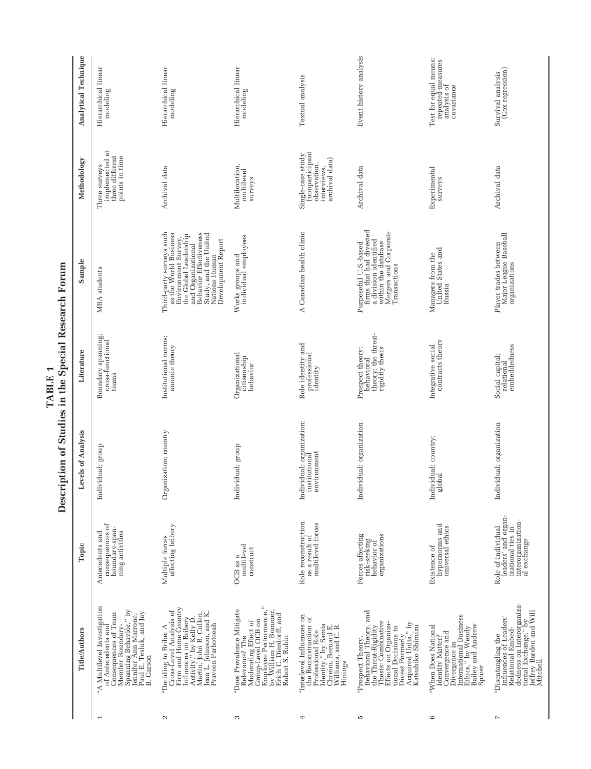**TABLE 1**
**Description of Studies in the Special Research Forum**

| | Title/Authors | Topic | Levels of Analysis | Literature | Sample | Methodology | Analytical Technique |
|---|---|---|---|---|---|---|---|
| 1 | "A Multilevel Investigation of Antecedents and Consequences of Team Member Boundary-Spanning Behavior," by Jennifer Ann Marrone, Paul E. Tesluk, and Jay B. Carson | Antecedents and consequences of boundary-spanning activities | Individual; group | Boundary spanning; cross-functional teams | MBA students | Three surveys implemented at three different points in time | Hierarchical linear modeling |
| 2 | "Deciding to Bribe: A Cross-Level Analysis of Firm and Home Country Influences on Bribery Activity," by Kelly D. Martin, John B. Cullen, Jean L. Johnson, and K. Praveen Parboteeah | Multiple forces affecting bribery | Organization; country | Institutional norms; anomie theory | Third-party surveys such as the World Business Environment Survey, the Global Leadership and Organizational Behavior Effectiveness Study, and the United Nations Human Development Report | Archival data | Hierarchical linear modeling |
| 3 | "Does Prevalence Mitigate Relevance? The Moderating Effect of Group-Level OCB on Employee Performance," by William H. Bommer, Erich C. Dierdorff, and Robert S. Rubin | OCB as a multilevel construct | Individual; group | Organizational citizenship behavior | Works groups and individual employees | Multilocation, multilevel surveys | Hierarchical linear modeling |
| 4 | "Interlevel Influences on the Reconstruction of Professional Role Identity," by Samia Chreim, Bernard E. Williams, and C. R. Hinings | Role reconstruction as a result of multilevel forces | Individual; organization; institutional environment | Role identity and professional identity | A Canadian health clinic | Single-case study (nonparticipant observation, interviews, archival data) | Textual analysis |
| 5 | "Prospect Theory, Behavioral Theory, and the Threat-Rigidity Thesis: Combinative Effects on Organizational Decisions to Divest Formerly Acquired Units," by Katsuhiko Shimizu | Forces affecting risk-seeking behavior of organizations | Individual; organization | Prospect theory; behavioral theory; the threat-rigidity thesis | Purposeful U.S.-based firms that had divested a division identified within the database Mergers and Corporate Transactions | Archival data | Event history analysis |
| 6 | "When Does National Identity Matter? Convergence and Divergence in International Business Ethics," by Wendy Bailey and Andrew Spicer | Existence of hypernorms and universal ethics | Individual; country; global | Integrative social contracts theory | Managers from the United States and Russia | Experimental surveys | Test for equal means; repeated-measures analysis of covariance |
| 7 | "Disentangling the Influences of Leaders' Relational Embeddedness on Interorganizational Exchange," by Jeffrey Barden and Will Mitchell | Role of individual leaders' and organizational ties in interorganizational exchange | Individual; organization | Social capital; relational embeddedness | Player trades between Major League Baseball organizations | Archival data | Survival analysis (Cox regression) |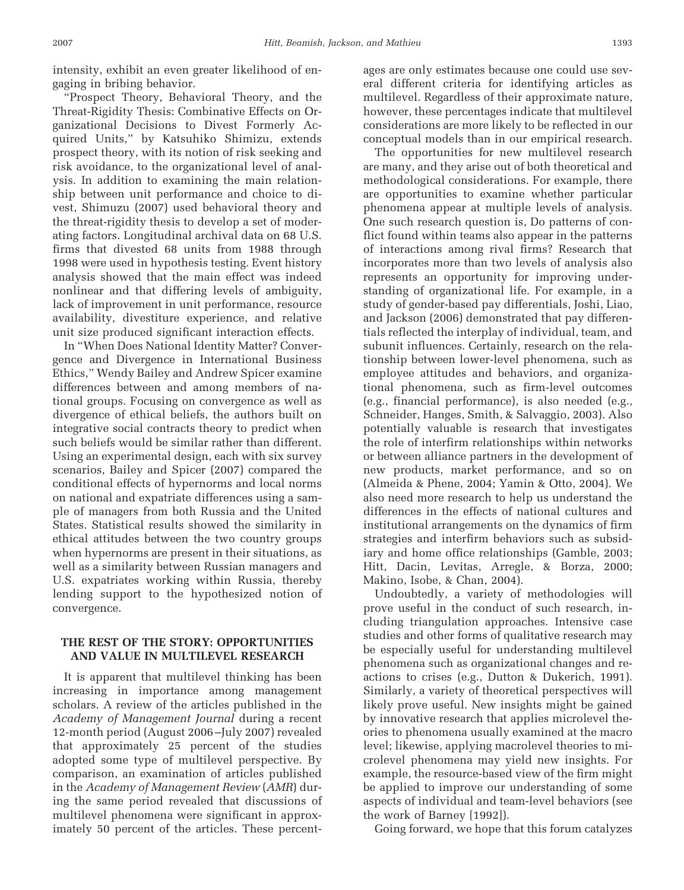intensity, exhibit an even greater likelihood of engaging in bribing behavior.

"Prospect Theory, Behavioral Theory, and the Threat-Rigidity Thesis: Combinative Effects on Organizational Decisions to Divest Formerly Acquired Units," by Katsuhiko Shimizu, extends prospect theory, with its notion of risk seeking and risk avoidance, to the organizational level of analysis. In addition to examining the main relationship between unit performance and choice to divest, Shimuzu (2007) used behavioral theory and the threat-rigidity thesis to develop a set of moderating factors. Longitudinal archival data on 68 U.S. firms that divested 68 units from 1988 through 1998 were used in hypothesis testing. Event history analysis showed that the main effect was indeed nonlinear and that differing levels of ambiguity, lack of improvement in unit performance, resource availability, divestiture experience, and relative unit size produced significant interaction effects.

In "When Does National Identity Matter? Convergence and Divergence in International Business Ethics," Wendy Bailey and Andrew Spicer examine differences between and among members of national groups. Focusing on convergence as well as divergence of ethical beliefs, the authors built on integrative social contracts theory to predict when such beliefs would be similar rather than different. Using an experimental design, each with six survey scenarios, Bailey and Spicer (2007) compared the conditional effects of hypernorms and local norms on national and expatriate differences using a sample of managers from both Russia and the United States. Statistical results showed the similarity in ethical attitudes between the two country groups when hypernorms are present in their situations, as well as a similarity between Russian managers and U.S. expatriates working within Russia, thereby lending support to the hypothesized notion of convergence.

## THE REST OF THE STORY: OPPORTUNITIES AND VALUE IN MULTILEVEL RESEARCH

It is apparent that multilevel thinking has been increasing in importance among management scholars. A review of the articles published in the *Academy of Management Journal* during a recent 12-month period (August 2006–July 2007) revealed that approximately 25 percent of the studies adopted some type of multilevel perspective. By comparison, an examination of articles published in the *Academy of Management Review* (*AMR*) during the same period revealed that discussions of multilevel phenomena were significant in approximately 50 percent of the articles. These percentages are only estimates because one could use several different criteria for identifying articles as multilevel. Regardless of their approximate nature, however, these percentages indicate that multilevel considerations are more likely to be reflected in our conceptual models than in our empirical research.

The opportunities for new multilevel research are many, and they arise out of both theoretical and methodological considerations. For example, there are opportunities to examine whether particular phenomena appear at multiple levels of analysis. One such research question is, Do patterns of conflict found within teams also appear in the patterns of interactions among rival firms? Research that incorporates more than two levels of analysis also represents an opportunity for improving understanding of organizational life. For example, in a study of gender-based pay differentials, Joshi, Liao, and Jackson (2006) demonstrated that pay differentials reflected the interplay of individual, team, and subunit influences. Certainly, research on the relationship between lower-level phenomena, such as employee attitudes and behaviors, and organizational phenomena, such as firm-level outcomes (e.g., financial performance), is also needed (e.g., Schneider, Hanges, Smith, & Salvaggio, 2003). Also potentially valuable is research that investigates the role of interfirm relationships within networks or between alliance partners in the development of new products, market performance, and so on (Almeida & Phene, 2004; Yamin & Otto, 2004). We also need more research to help us understand the differences in the effects of national cultures and institutional arrangements on the dynamics of firm strategies and interfirm behaviors such as subsidiary and home office relationships (Gamble, 2003; Hitt, Dacin, Levitas, Arregle, & Borza, 2000; Makino, Isobe, & Chan, 2004).

Undoubtedly, a variety of methodologies will prove useful in the conduct of such research, including triangulation approaches. Intensive case studies and other forms of qualitative research may be especially useful for understanding multilevel phenomena such as organizational changes and reactions to crises (e.g., Dutton & Dukerich, 1991). Similarly, a variety of theoretical perspectives will likely prove useful. New insights might be gained by innovative research that applies microlevel theories to phenomena usually examined at the macro level; likewise, applying macrolevel theories to microlevel phenomena may yield new insights. For example, the resource-based view of the firm might be applied to improve our understanding of some aspects of individual and team-level behaviors (see the work of Barney [1992]).

Going forward, we hope that this forum catalyzes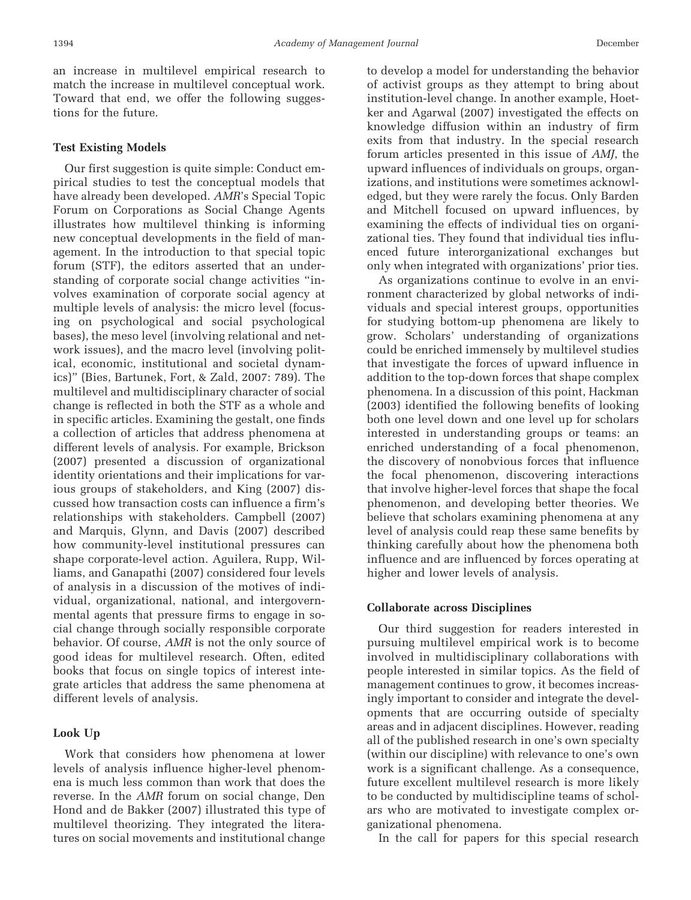an increase in multilevel empirical research to match the increase in multilevel conceptual work. Toward that end, we offer the following suggestions for the future.

### Test Existing Models

Our first suggestion is quite simple: Conduct empirical studies to test the conceptual models that have already been developed. *AMR*'s Special Topic Forum on Corporations as Social Change Agents illustrates how multilevel thinking is informing new conceptual developments in the field of management. In the introduction to that special topic forum (STF), the editors asserted that an understanding of corporate social change activities "involves examination of corporate social agency at multiple levels of analysis: the micro level (focusing on psychological and social psychological bases), the meso level (involving relational and network issues), and the macro level (involving political, economic, institutional and societal dynamics)" (Bies, Bartunek, Fort, & Zald, 2007: 789). The multilevel and multidisciplinary character of social change is reflected in both the STF as a whole and in specific articles. Examining the gestalt, one finds a collection of articles that address phenomena at different levels of analysis. For example, Brickson (2007) presented a discussion of organizational identity orientations and their implications for various groups of stakeholders, and King (2007) discussed how transaction costs can influence a firm's relationships with stakeholders. Campbell (2007) and Marquis, Glynn, and Davis (2007) described how community-level institutional pressures can shape corporate-level action. Aguilera, Rupp, Williams, and Ganapathi (2007) considered four levels of analysis in a discussion of the motives of individual, organizational, national, and intergovernmental agents that pressure firms to engage in social change through socially responsible corporate behavior. Of course, *AMR* is not the only source of good ideas for multilevel research. Often, edited books that focus on single topics of interest integrate articles that address the same phenomena at different levels of analysis.

### Look Up

Work that considers how phenomena at lower levels of analysis influence higher-level phenomena is much less common than work that does the reverse. In the *AMR* forum on social change, Den Hond and de Bakker (2007) illustrated this type of multilevel theorizing. They integrated the literatures on social movements and institutional change to develop a model for understanding the behavior of activist groups as they attempt to bring about institution-level change. In another example, Hoetker and Agarwal (2007) investigated the effects on knowledge diffusion within an industry of firm exits from that industry. In the special research forum articles presented in this issue of *AMJ*, the upward influences of individuals on groups, organizations, and institutions were sometimes acknowledged, but they were rarely the focus. Only Barden and Mitchell focused on upward influences, by examining the effects of individual ties on organizational ties. They found that individual ties influenced future interorganizational exchanges but only when integrated with organizations' prior ties.

As organizations continue to evolve in an environment characterized by global networks of individuals and special interest groups, opportunities for studying bottom-up phenomena are likely to grow. Scholars' understanding of organizations could be enriched immensely by multilevel studies that investigate the forces of upward influence in addition to the top-down forces that shape complex phenomena. In a discussion of this point, Hackman (2003) identified the following benefits of looking both one level down and one level up for scholars interested in understanding groups or teams: an enriched understanding of a focal phenomenon, the discovery of nonobvious forces that influence the focal phenomenon, discovering interactions that involve higher-level forces that shape the focal phenomenon, and developing better theories. We believe that scholars examining phenomena at any level of analysis could reap these same benefits by thinking carefully about how the phenomena both influence and are influenced by forces operating at higher and lower levels of analysis.

### Collaborate across Disciplines

Our third suggestion for readers interested in pursuing multilevel empirical work is to become involved in multidisciplinary collaborations with people interested in similar topics. As the field of management continues to grow, it becomes increasingly important to consider and integrate the developments that are occurring outside of specialty areas and in adjacent disciplines. However, reading all of the published research in one's own specialty (within our discipline) with relevance to one's own work is a significant challenge. As a consequence, future excellent multilevel research is more likely to be conducted by multidiscipline teams of scholars who are motivated to investigate complex organizational phenomena.

In the call for papers for this special research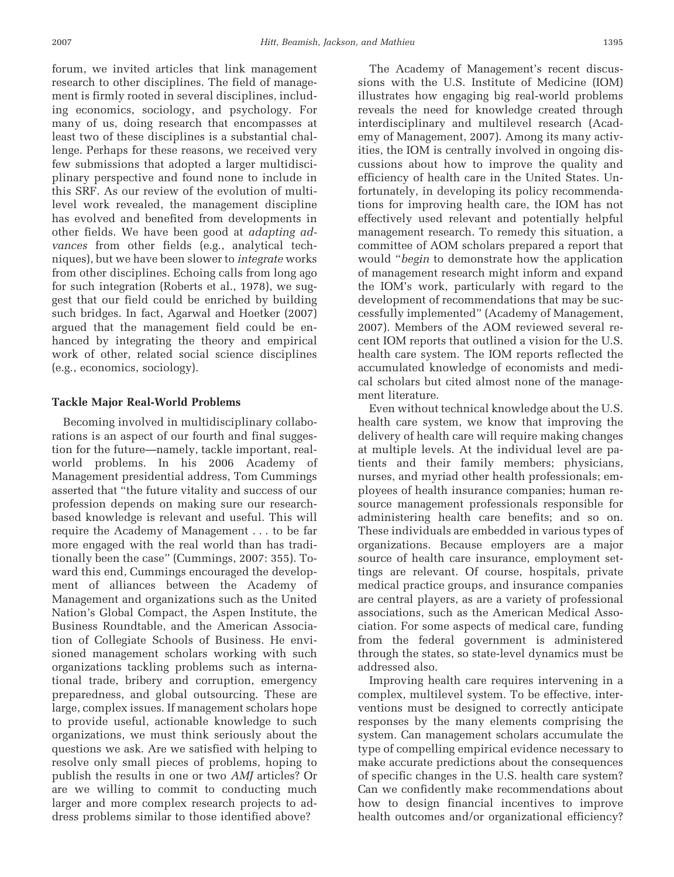forum, we invited articles that link management research to other disciplines. The field of management is firmly rooted in several disciplines, including economics, sociology, and psychology. For many of us, doing research that encompasses at least two of these disciplines is a substantial challenge. Perhaps for these reasons, we received very few submissions that adopted a larger multidisciplinary perspective and found none to include in this SRF. As our review of the evolution of multilevel work revealed, the management discipline has evolved and benefited from developments in other fields. We have been good at *adapting advances* from other fields (e.g., analytical techniques), but we have been slower to *integrate* works from other disciplines. Echoing calls from long ago for such integration (Roberts et al., 1978), we suggest that our field could be enriched by building such bridges. In fact, Agarwal and Hoetker (2007) argued that the management field could be enhanced by integrating the theory and empirical work of other, related social science disciplines (e.g., economics, sociology).

### Tackle Major Real-World Problems

Becoming involved in multidisciplinary collaborations is an aspect of our fourth and final suggestion for the future—namely, tackle important, real-world problems. In his 2006 Academy of Management presidential address, Tom Cummings asserted that "the future vitality and success of our profession depends on making sure our research-based knowledge is relevant and useful. This will require the Academy of Management . . . to be far more engaged with the real world than has traditionally been the case" (Cummings, 2007: 355). Toward this end, Cummings encouraged the development of alliances between the Academy of Management and organizations such as the United Nation's Global Compact, the Aspen Institute, the Business Roundtable, and the American Association of Collegiate Schools of Business. He envisioned management scholars working with such organizations tackling problems such as international trade, bribery and corruption, emergency preparedness, and global outsourcing. These are large, complex issues. If management scholars hope to provide useful, actionable knowledge to such organizations, we must think seriously about the questions we ask. Are we satisfied with helping to resolve only small pieces of problems, hoping to publish the results in one or two *AMJ* articles? Or are we willing to commit to conducting much larger and more complex research projects to address problems similar to those identified above?

The Academy of Management's recent discussions with the U.S. Institute of Medicine (IOM) illustrates how engaging big real-world problems reveals the need for knowledge created through interdisciplinary and multilevel research (Academy of Management, 2007). Among its many activities, the IOM is centrally involved in ongoing discussions about how to improve the quality and efficiency of health care in the United States. Unfortunately, in developing its policy recommendations for improving health care, the IOM has not effectively used relevant and potentially helpful management research. To remedy this situation, a committee of AOM scholars prepared a report that would "*begin* to demonstrate how the application of management research might inform and expand the IOM's work, particularly with regard to the development of recommendations that may be successfully implemented" (Academy of Management, 2007). Members of the AOM reviewed several recent IOM reports that outlined a vision for the U.S. health care system. The IOM reports reflected the accumulated knowledge of economists and medical scholars but cited almost none of the management literature.

Even without technical knowledge about the U.S. health care system, we know that improving the delivery of health care will require making changes at multiple levels. At the individual level are patients and their family members; physicians, nurses, and myriad other health professionals; employees of health insurance companies; human resource management professionals responsible for administering health care benefits; and so on. These individuals are embedded in various types of organizations. Because employers are a major source of health care insurance, employment settings are relevant. Of course, hospitals, private medical practice groups, and insurance companies are central players, as are a variety of professional associations, such as the American Medical Association. For some aspects of medical care, funding from the federal government is administered through the states, so state-level dynamics must be addressed also.

Improving health care requires intervening in a complex, multilevel system. To be effective, interventions must be designed to correctly anticipate responses by the many elements comprising the system. Can management scholars accumulate the type of compelling empirical evidence necessary to make accurate predictions about the consequences of specific changes in the U.S. health care system? Can we confidently make recommendations about how to design financial incentives to improve health outcomes and/or organizational efficiency?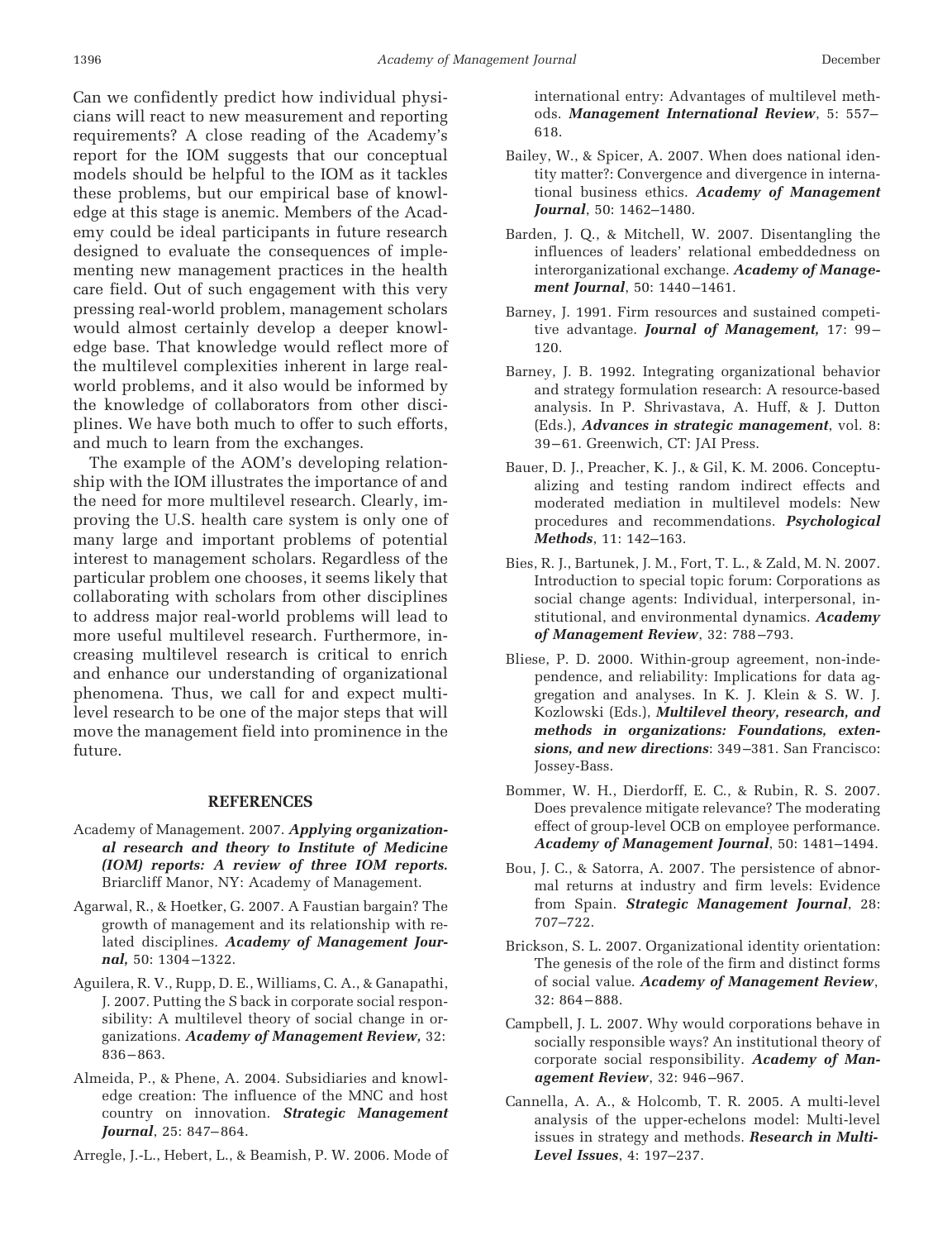Can we confidently predict how individual physicians will react to new measurement and reporting requirements? A close reading of the Academy's report for the IOM suggests that our conceptual models should be helpful to the IOM as it tackles these problems, but our empirical base of knowledge at this stage is anemic. Members of the Academy could be ideal participants in future research designed to evaluate the consequences of implementing new management practices in the health care field. Out of such engagement with this very pressing real-world problem, management scholars would almost certainly develop a deeper knowledge base. That knowledge would reflect more of the multilevel complexities inherent in large real-world problems, and it also would be informed by the knowledge of collaborators from other disciplines. We have both much to offer to such efforts, and much to learn from the exchanges.

The example of the AOM's developing relationship with the IOM illustrates the importance of and the need for more multilevel research. Clearly, improving the U.S. health care system is only one of many large and important problems of potential interest to management scholars. Regardless of the particular problem one chooses, it seems likely that collaborating with scholars from other disciplines to address major real-world problems will lead to more useful multilevel research. Furthermore, increasing multilevel research is critical to enrich and enhance our understanding of organizational phenomena. Thus, we call for and expect multilevel research to be one of the major steps that will move the management field into prominence in the future.

## REFERENCES

Academy of Management. 2007. ***Applying organizational research and theory to Institute of Medicine (IOM) reports: A review of three IOM reports.*** Briarcliff Manor, NY: Academy of Management.

Agarwal, R., & Hoetker, G. 2007. A Faustian bargain? The growth of management and its relationship with related disciplines. ***Academy of Management Journal,*** 50: 1304–1322.

Aguilera, R. V., Rupp, D. E., Williams, C. A., & Ganapathi, J. 2007. Putting the S back in corporate social responsibility: A multilevel theory of social change in organizations. ***Academy of Management Review,*** 32: 836–863.

Almeida, P., & Phene, A. 2004. Subsidiaries and knowledge creation: The influence of the MNC and host country on innovation. ***Strategic Management Journal***, 25: 847–864.

Arregle, J.-L., Hebert, L., & Beamish, P. W. 2006. Mode of international entry: Advantages of multilevel methods. ***Management International Review***, 5: 557–618.

Bailey, W., & Spicer, A. 2007. When does national identity matter?: Convergence and divergence in international business ethics. ***Academy of Management Journal***, 50: 1462–1480.

Barden, J. Q., & Mitchell, W. 2007. Disentangling the influences of leaders' relational embeddedness on interorganizational exchange. ***Academy of Management Journal***, 50: 1440–1461.

Barney, J. 1991. Firm resources and sustained competitive advantage. ***Journal of Management,*** 17: 99–120.

Barney, J. B. 1992. Integrating organizational behavior and strategy formulation research: A resource-based analysis. In P. Shrivastava, A. Huff, & J. Dutton (Eds.), ***Advances in strategic management***, vol. 8: 39–61. Greenwich, CT: JAI Press.

Bauer, D. J., Preacher, K. J., & Gil, K. M. 2006. Conceptualizing and testing random indirect effects and moderated mediation in multilevel models: New procedures and recommendations. ***Psychological Methods***, 11: 142–163.

Bies, R. J., Bartunek, J. M., Fort, T. L., & Zald, M. N. 2007. Introduction to special topic forum: Corporations as social change agents: Individual, interpersonal, institutional, and environmental dynamics. ***Academy of Management Review***, 32: 788–793.

Bliese, P. D. 2000. Within-group agreement, non-independence, and reliability: Implications for data aggregation and analyses. In K. J. Klein & S. W. J. Kozlowski (Eds.), ***Multilevel theory, research, and methods in organizations: Foundations, extensions, and new directions***: 349–381. San Francisco: Jossey-Bass.

Bommer, W. H., Dierdorff, E. C., & Rubin, R. S. 2007. Does prevalence mitigate relevance? The moderating effect of group-level OCB on employee performance. ***Academy of Management Journal***, 50: 1481–1494.

Bou, J. C., & Satorra, A. 2007. The persistence of abnormal returns at industry and firm levels: Evidence from Spain. ***Strategic Management Journal***, 28: 707–722.

Brickson, S. L. 2007. Organizational identity orientation: The genesis of the role of the firm and distinct forms of social value. ***Academy of Management Review***, 32: 864–888.

Campbell, J. L. 2007. Why would corporations behave in socially responsible ways? An institutional theory of corporate social responsibility. ***Academy of Management Review***, 32: 946–967.

Cannella, A. A., & Holcomb, T. R. 2005. A multi-level analysis of the upper-echelons model: Multi-level issues in strategy and methods. ***Research in Multi-Level Issues***, 4: 197–237.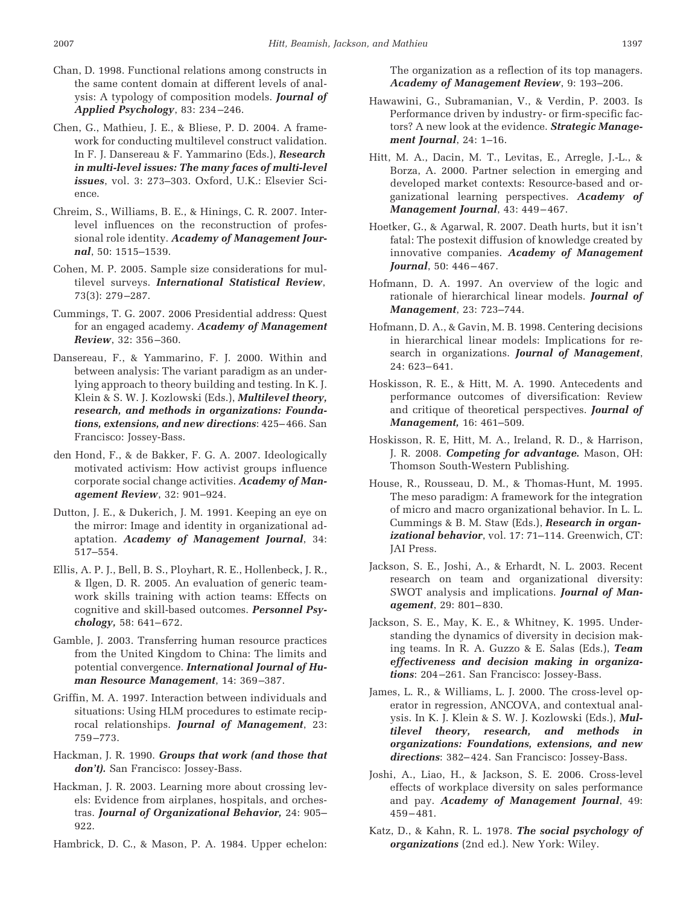Chan, D. 1998. Functional relations among constructs in the same content domain at different levels of analysis: A typology of composition models. ***Journal of Applied Psychology***, 83: 234–246.

Chen, G., Mathieu, J. E., & Bliese, P. D. 2004. A framework for conducting multilevel construct validation. In F. J. Dansereau & F. Yammarino (Eds.), ***Research in multi-level issues: The many faces of multi-level issues***, vol. 3: 273–303. Oxford, U.K.: Elsevier Science.

Chreim, S., Williams, B. E., & Hinings, C. R. 2007. Interlevel influences on the reconstruction of professional role identity. ***Academy of Management Journal***, 50: 1515–1539.

Cohen, M. P. 2005. Sample size considerations for multilevel surveys. ***International Statistical Review***, 73(3): 279–287.

Cummings, T. G. 2007. 2006 Presidential address: Quest for an engaged academy. ***Academy of Management Review***, 32: 356–360.

Dansereau, F., & Yammarino, F. J. 2000. Within and between analysis: The variant paradigm as an underlying approach to theory building and testing. In K. J. Klein & S. W. J. Kozlowski (Eds.), ***Multilevel theory, research, and methods in organizations: Foundations, extensions, and new directions***: 425–466. San Francisco: Jossey-Bass.

den Hond, F., & de Bakker, F. G. A. 2007. Ideologically motivated activism: How activist groups influence corporate social change activities. ***Academy of Management Review***, 32: 901–924.

Dutton, J. E., & Dukerich, J. M. 1991. Keeping an eye on the mirror: Image and identity in organizational adaptation. ***Academy of Management Journal***, 34: 517–554.

Ellis, A. P. J., Bell, B. S., Ployhart, R. E., Hollenbeck, J. R., & Ilgen, D. R. 2005. An evaluation of generic teamwork skills training with action teams: Effects on cognitive and skill-based outcomes. ***Personnel Psychology,*** 58: 641–672.

Gamble, J. 2003. Transferring human resource practices from the United Kingdom to China: The limits and potential convergence. ***International Journal of Human Resource Management***, 14: 369–387.

Griffin, M. A. 1997. Interaction between individuals and situations: Using HLM procedures to estimate reciprocal relationships. ***Journal of Management***, 23: 759–773.

Hackman, J. R. 1990. ***Groups that work (and those that don't).*** San Francisco: Jossey-Bass.

Hackman, J. R. 2003. Learning more about crossing levels: Evidence from airplanes, hospitals, and orchestras. ***Journal of Organizational Behavior,*** 24: 905–922.

Hambrick, D. C., & Mason, P. A. 1984. Upper echelon: The organization as a reflection of its top managers. ***Academy of Management Review***, 9: 193–206.

Hawawini, G., Subramanian, V., & Verdin, P. 2003. Is Performance driven by industry- or firm-specific factors? A new look at the evidence. ***Strategic Management Journal***, 24: 1–16.

Hitt, M. A., Dacin, M. T., Levitas, E., Arregle, J.-L., & Borza, A. 2000. Partner selection in emerging and developed market contexts: Resource-based and organizational learning perspectives. ***Academy of Management Journal***, 43: 449–467.

Hoetker, G., & Agarwal, R. 2007. Death hurts, but it isn't fatal: The postexit diffusion of knowledge created by innovative companies. ***Academy of Management Journal***, 50: 446–467.

Hofmann, D. A. 1997. An overview of the logic and rationale of hierarchical linear models. ***Journal of Management***, 23: 723–744.

Hofmann, D. A., & Gavin, M. B. 1998. Centering decisions in hierarchical linear models: Implications for research in organizations. ***Journal of Management***, 24: 623–641.

Hoskisson, R. E., & Hitt, M. A. 1990. Antecedents and performance outcomes of diversification: Review and critique of theoretical perspectives. ***Journal of Management,*** 16: 461–509.

Hoskisson, R. E, Hitt, M. A., Ireland, R. D., & Harrison, J. R. 2008. ***Competing for advantage.*** Mason, OH: Thomson South-Western Publishing.

House, R., Rousseau, D. M., & Thomas-Hunt, M. 1995. The meso paradigm: A framework for the integration of micro and macro organizational behavior. In L. L. Cummings & B. M. Staw (Eds.), ***Research in organizational behavior***, vol. 17: 71–114. Greenwich, CT: JAI Press.

Jackson, S. E., Joshi, A., & Erhardt, N. L. 2003. Recent research on team and organizational diversity: SWOT analysis and implications. ***Journal of Management***, 29: 801–830.

Jackson, S. E., May, K. E., & Whitney, K. 1995. Understanding the dynamics of diversity in decision making teams. In R. A. Guzzo & E. Salas (Eds.), ***Team effectiveness and decision making in organizations***: 204–261. San Francisco: Jossey-Bass.

James, L. R., & Williams, L. J. 2000. The cross-level operator in regression, ANCOVA, and contextual analysis. In K. J. Klein & S. W. J. Kozlowski (Eds.), ***Multilevel theory, research, and methods in organizations: Foundations, extensions, and new directions***: 382–424. San Francisco: Jossey-Bass.

Joshi, A., Liao, H., & Jackson, S. E. 2006. Cross-level effects of workplace diversity on sales performance and pay. ***Academy of Management Journal***, 49: 459–481.

Katz, D., & Kahn, R. L. 1978. ***The social psychology of organizations*** (2nd ed.). New York: Wiley.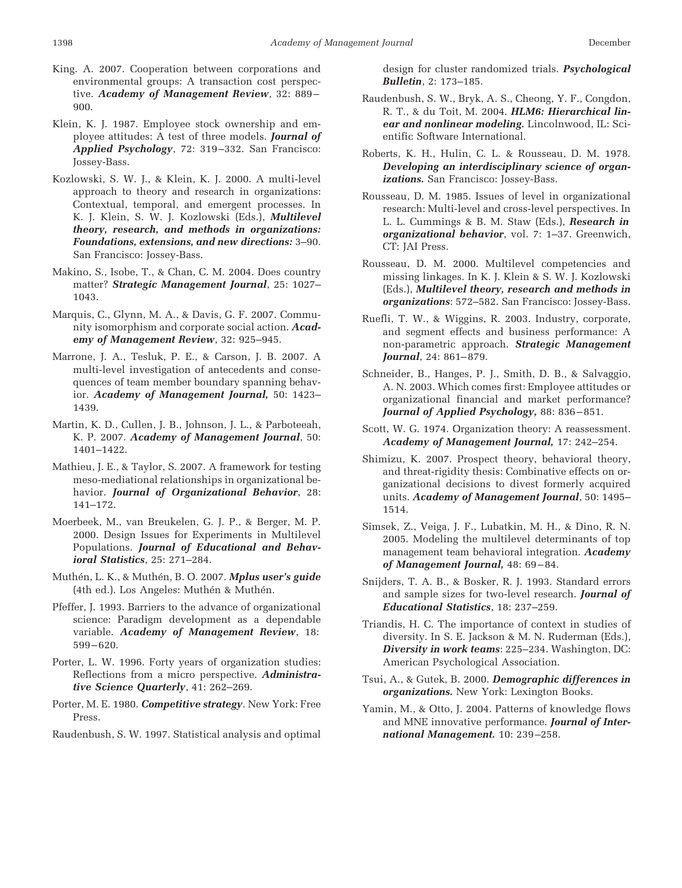King. A. 2007. Cooperation between corporations and environmental groups: A transaction cost perspective. ***Academy of Management Review***, 32: 889–900.

Klein, K. J. 1987. Employee stock ownership and employee attitudes: A test of three models. ***Journal of Applied Psychology***, 72: 319–332. San Francisco: Jossey-Bass.

Kozlowski, S. W. J., & Klein, K. J. 2000. A multi-level approach to theory and research in organizations: Contextual, temporal, and emergent processes. In K. J. Klein, S. W. J. Kozlowski (Eds.), ***Multilevel theory, research, and methods in organizations: Foundations, extensions, and new directions:*** 3–90. San Francisco: Jossey-Bass.

Makino, S., Isobe, T., & Chan, C. M. 2004. Does country matter? ***Strategic Management Journal***, 25: 1027–1043.

Marquis, C., Glynn, M. A., & Davis, G. F. 2007. Community isomorphism and corporate social action. ***Academy of Management Review***, 32: 925–945.

Marrone, J. A., Tesluk, P. E., & Carson, J. B. 2007. A multi-level investigation of antecedents and consequences of team member boundary spanning behavior. ***Academy of Management Journal,*** 50: 1423–1439.

Martin, K. D., Cullen, J. B., Johnson, J. L., & Parboteeah, K. P. 2007. ***Academy of Management Journal***, 50: 1401–1422.

Mathieu, J. E., & Taylor, S. 2007. A framework for testing meso-mediational relationships in organizational behavior. ***Journal of Organizational Behavior***, 28: 141–172.

Moerbeek, M., van Breukelen, G. J. P., & Berger, M. P. 2000. Design Issues for Experiments in Multilevel Populations. ***Journal of Educational and Behavioral Statistics***, 25: 271–284.

Muthén, L. K., & Muthén, B. O. 2007. ***Mplus user's guide*** (4th ed.). Los Angeles: Muthén & Muthén.

Pfeffer, J. 1993. Barriers to the advance of organizational science: Paradigm development as a dependable variable. ***Academy of Management Review***, 18: 599–620.

Porter, L. W. 1996. Forty years of organization studies: Reflections from a micro perspective. ***Administrative Science Quarterly***, 41: 262–269.

Porter, M. E. 1980. ***Competitive strategy***. New York: Free Press.

Raudenbush, S. W. 1997. Statistical analysis and optimal design for cluster randomized trials. ***Psychological Bulletin***, 2: 173–185.

Raudenbush, S. W., Bryk, A. S., Cheong, Y. F., Congdon, R. T., & du Toit, M. 2004. ***HLM6: Hierarchical linear and nonlinear modeling.*** Lincolnwood, IL: Scientific Software International.

Roberts, K. H., Hulin, C. L. & Rousseau, D. M. 1978. ***Developing an interdisciplinary science of organizations.*** San Francisco: Jossey-Bass.

Rousseau, D. M. 1985. Issues of level in organizational research: Multi-level and cross-level perspectives. In L. L. Cummings & B. M. Staw (Eds.), ***Research in organizational behavior***, vol. 7: 1–37. Greenwich, CT: JAI Press.

Rousseau, D. M. 2000. Multilevel competencies and missing linkages. In K. J. Klein & S. W. J. Kozlowski (Eds.), ***Multilevel theory, research and methods in organizations***: 572–582. San Francisco: Jossey-Bass.

Ruefli, T. W., & Wiggins, R. 2003. Industry, corporate, and segment effects and business performance: A non-parametric approach. ***Strategic Management Journal***, 24: 861–879.

Schneider, B., Hanges, P. J., Smith, D. B., & Salvaggio, A. N. 2003. Which comes first: Employee attitudes or organizational financial and market performance? ***Journal of Applied Psychology,*** 88: 836–851.

Scott, W. G. 1974. Organization theory: A reassessment. ***Academy of Management Journal,*** 17: 242–254.

Shimizu, K. 2007. Prospect theory, behavioral theory, and threat-rigidity thesis: Combinative effects on organizational decisions to divest formerly acquired units. ***Academy of Management Journal***, 50: 1495–1514.

Simsek, Z., Veiga, J. F., Lubatkin, M. H., & Dino, R. N. 2005. Modeling the multilevel determinants of top management team behavioral integration. ***Academy of Management Journal,*** 48: 69–84.

Snijders, T. A. B., & Bosker, R. J. 1993. Standard errors and sample sizes for two-level research. ***Journal of Educational Statistics***, 18: 237–259.

Triandis, H. C. The importance of context in studies of diversity. In S. E. Jackson & M. N. Ruderman (Eds.), ***Diversity in work teams***: 225–234. Washington, DC: American Psychological Association.

Tsui, A., & Gutek, B. 2000. ***Demographic differences in organizations.*** New York: Lexington Books.

Yamin, M., & Otto, J. 2004. Patterns of knowledge flows and MNE innovative performance. ***Journal of International Management.*** 10: 239–258.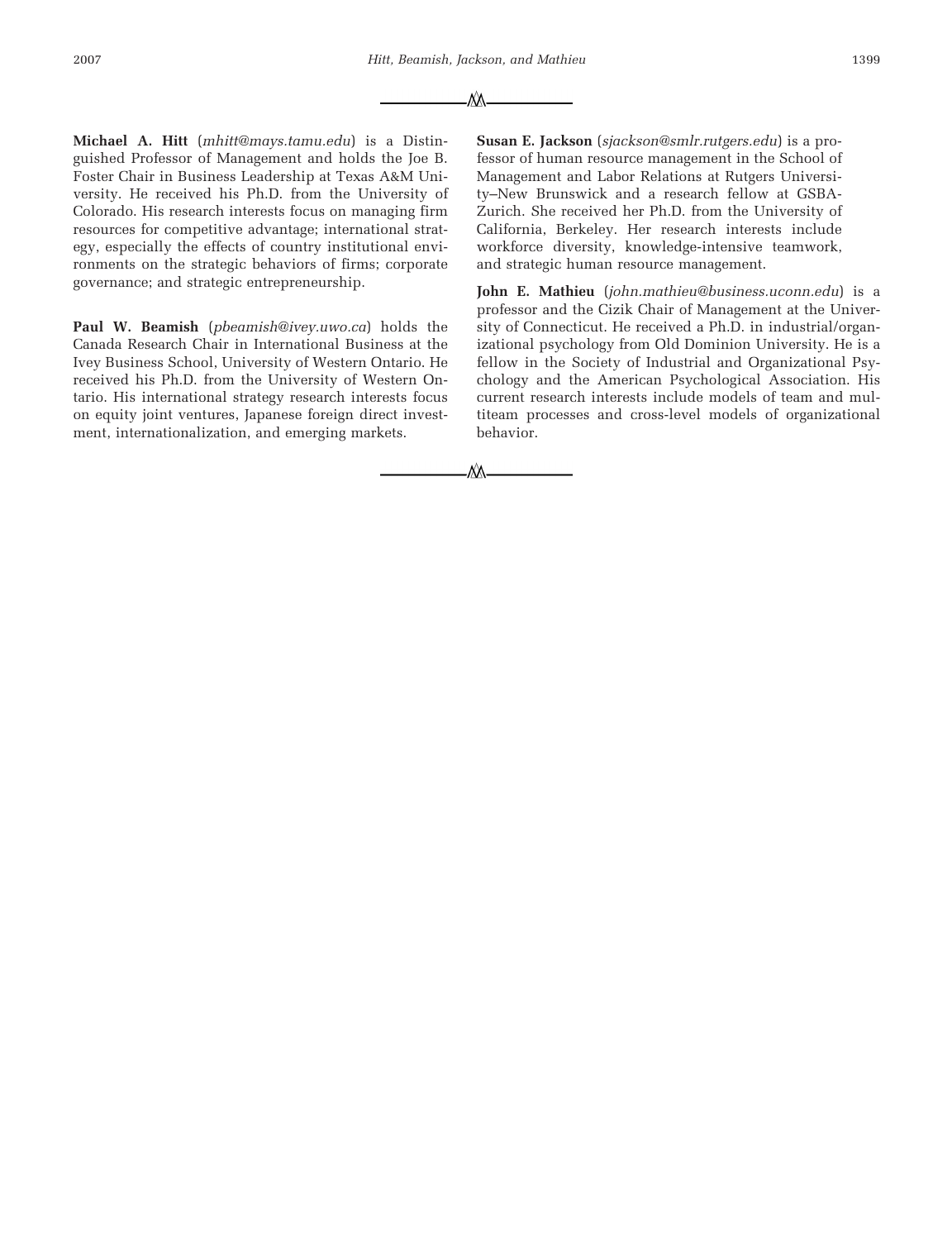**Michael A. Hitt** (*mhitt@mays.tamu.edu*) is a Distinguished Professor of Management and holds the Joe B. Foster Chair in Business Leadership at Texas A&M University. He received his Ph.D. from the University of Colorado. His research interests focus on managing firm resources for competitive advantage; international strategy, especially the effects of country institutional environments on the strategic behaviors of firms; corporate governance; and strategic entrepreneurship.

**Paul W. Beamish** (*pbeamish@ivey.uwo.ca*) holds the Canada Research Chair in International Business at the Ivey Business School, University of Western Ontario. He received his Ph.D. from the University of Western Ontario. His international strategy research interests focus on equity joint ventures, Japanese foreign direct investment, internationalization, and emerging markets.

**Susan E. Jackson** (*sjackson@smlr.rutgers.edu*) is a professor of human resource management in the School of Management and Labor Relations at Rutgers University–New Brunswick and a research fellow at GSBA-Zurich. She received her Ph.D. from the University of California, Berkeley. Her research interests include workforce diversity, knowledge-intensive teamwork, and strategic human resource management.

**John E. Mathieu** (*john.mathieu@business.uconn.edu*) is a professor and the Cizik Chair of Management at the University of Connecticut. He received a Ph.D. in industrial/organizational psychology from Old Dominion University. He is a fellow in the Society of Industrial and Organizational Psychology and the American Psychological Association. His current research interests include models of team and multiteam processes and cross-level models of organizational behavior.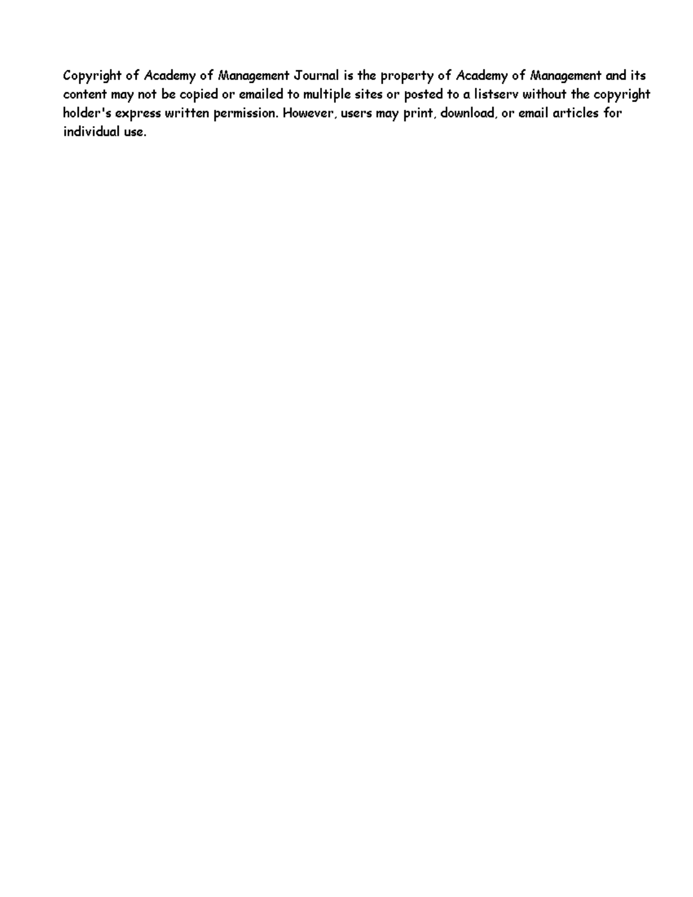Copyright of Academy of Management Journal is the property of Academy of Management and its content may not be copied or emailed to multiple sites or posted to a listserv without the copyright holder's express written permission. However, users may print, download, or email articles for individual use.